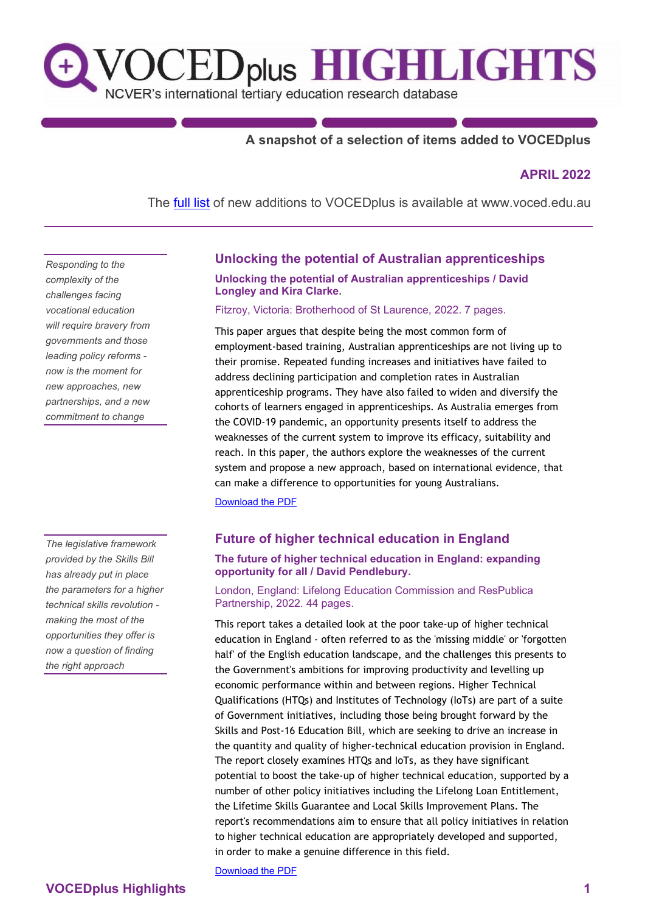# VOCEDplus HIGHLIGHTS

NCVER's international tertiary education research database

**A snapshot of a selection of items added to VOCEDplus**

**APRIL 2022**

The full list of new additions to VOCEDplus is available at www.voced.edu.au

---

*Responding to the complexity of the challenges facing vocational education will require bravery from governments and those leading policy reforms - now is the moment for new approaches, new partnerships, and a new commitment to change*

## Unlocking the potential of Australian apprenticeships

**Unlocking the potential of Australian apprenticeships / David Longley and Kira Clarke.**

Fitzroy, Victoria: Brotherhood of St Laurence, 2022. 7 pages.

This paper argues that despite being the most common form of employment-based training, Australian apprenticeships are not living up to their promise. Repeated funding increases and initiatives have failed to address declining participation and completion rates in Australian apprenticeship programs. They have also failed to widen and diversify the cohorts of learners engaged in apprenticeships. As Australia emerges from the COVID-19 pandemic, an opportunity presents itself to address the weaknesses of the current system to improve its efficacy, suitability and reach. In this paper, the authors explore the weaknesses of the current system and propose a new approach, based on international evidence, that can make a difference to opportunities for young Australians.

Download the PDF

*The legislative framework provided by the Skills Bill has already put in place the parameters for a higher technical skills revolution - making the most of the opportunities they offer is now a question of finding the right approach*

## Future of higher technical education in England

**The future of higher technical education in England: expanding opportunity for all / David Pendlebury.**

London, England: Lifelong Education Commission and ResPublica Partnership, 2022. 44 pages.

This report takes a detailed look at the poor take-up of higher technical education in England - often referred to as the 'missing middle' or 'forgotten half' of the English education landscape, and the challenges this presents to the Government's ambitions for improving productivity and levelling up economic performance within and between regions. Higher Technical Qualifications (HTQs) and Institutes of Technology (IoTs) are part of a suite of Government initiatives, including those being brought forward by the Skills and Post-16 Education Bill, which are seeking to drive an increase in the quantity and quality of higher-technical education provision in England. The report closely examines HTQs and IoTs, as they have significant potential to boost the take-up of higher technical education, supported by a number of other policy initiatives including the Lifelong Loan Entitlement, the Lifetime Skills Guarantee and Local Skills Improvement Plans. The report's recommendations aim to ensure that all policy initiatives in relation to higher technical education are appropriately developed and supported, in order to make a genuine difference in this field.

Download the PDF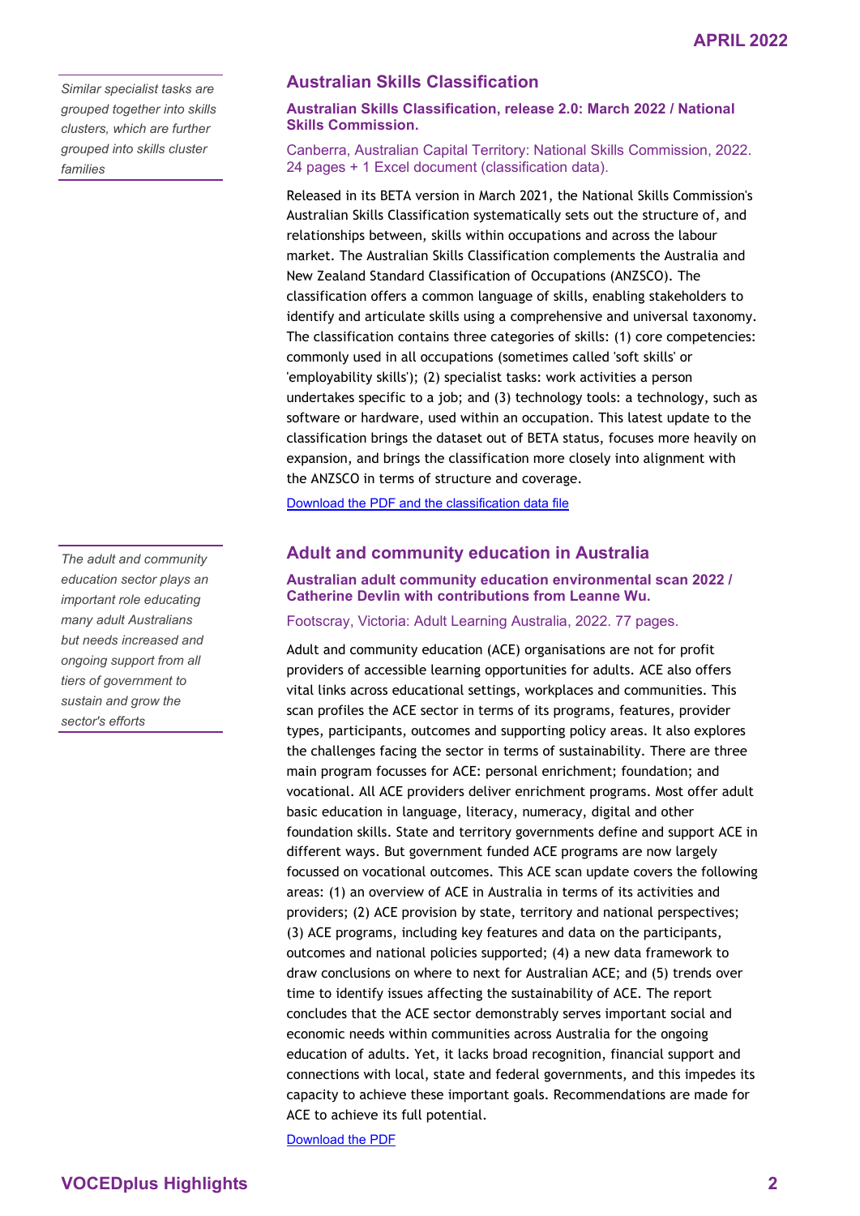## Australian Skills Classification

*Similar specialist tasks are grouped together into skills clusters, which are further grouped into skills cluster families*

**Australian Skills Classification, release 2.0: March 2022 / National Skills Commission.**

Canberra, Australian Capital Territory: National Skills Commission, 2022. 24 pages + 1 Excel document (classification data).

Released in its BETA version in March 2021, the National Skills Commission's Australian Skills Classification systematically sets out the structure of, and relationships between, skills within occupations and across the labour market. The Australian Skills Classification complements the Australia and New Zealand Standard Classification of Occupations (ANZSCO). The classification offers a common language of skills, enabling stakeholders to identify and articulate skills using a comprehensive and universal taxonomy. The classification contains three categories of skills: (1) core competencies: commonly used in all occupations (sometimes called 'soft skills' or 'employability skills'); (2) specialist tasks: work activities a person undertakes specific to a job; and (3) technology tools: a technology, such as software or hardware, used within an occupation. This latest update to the classification brings the dataset out of BETA status, focuses more heavily on expansion, and brings the classification more closely into alignment with the ANZSCO in terms of structure and coverage.

Download the PDF and the classification data file

## Adult and community education in Australia

*The adult and community education sector plays an important role educating many adult Australians but needs increased and ongoing support from all tiers of government to sustain and grow the sector's efforts*

**Australian adult community education environmental scan 2022 / Catherine Devlin with contributions from Leanne Wu.**

Footscray, Victoria: Adult Learning Australia, 2022. 77 pages.

Adult and community education (ACE) organisations are not for profit providers of accessible learning opportunities for adults. ACE also offers vital links across educational settings, workplaces and communities. This scan profiles the ACE sector in terms of its programs, features, provider types, participants, outcomes and supporting policy areas. It also explores the challenges facing the sector in terms of sustainability. There are three main program focusses for ACE: personal enrichment; foundation; and vocational. All ACE providers deliver enrichment programs. Most offer adult basic education in language, literacy, numeracy, digital and other foundation skills. State and territory governments define and support ACE in different ways. But government funded ACE programs are now largely focussed on vocational outcomes. This ACE scan update covers the following areas: (1) an overview of ACE in Australia in terms of its activities and providers; (2) ACE provision by state, territory and national perspectives; (3) ACE programs, including key features and data on the participants, outcomes and national policies supported; (4) a new data framework to draw conclusions on where to next for Australian ACE; and (5) trends over time to identify issues affecting the sustainability of ACE. The report concludes that the ACE sector demonstrably serves important social and economic needs within communities across Australia for the ongoing education of adults. Yet, it lacks broad recognition, financial support and connections with local, state and federal governments, and this impedes its capacity to achieve these important goals. Recommendations are made for ACE to achieve its full potential.

Download the PDF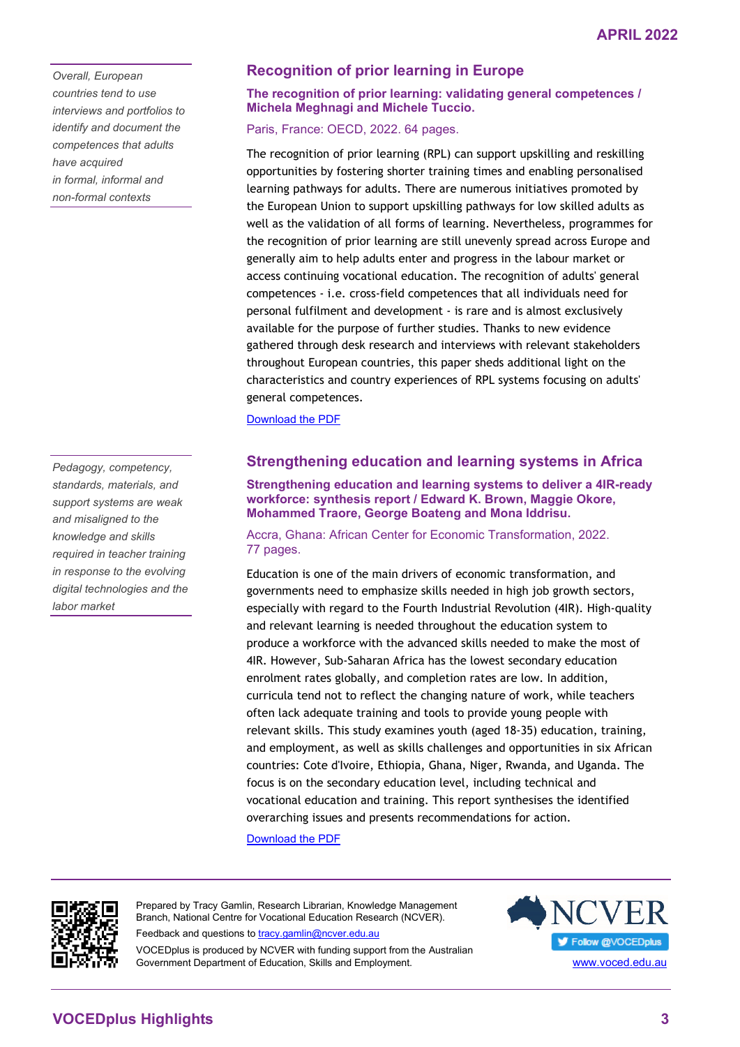## Recognition of prior learning in Europe

*Overall, European countries tend to use interviews and portfolios to identify and document the competences that adults have acquired in formal, informal and non-formal contexts*

**The recognition of prior learning: validating general competences / Michela Meghnagi and Michele Tuccio.**

Paris, France: OECD, 2022. 64 pages.

The recognition of prior learning (RPL) can support upskilling and reskilling opportunities by fostering shorter training times and enabling personalised learning pathways for adults. There are numerous initiatives promoted by the European Union to support upskilling pathways for low skilled adults as well as the validation of all forms of learning. Nevertheless, programmes for the recognition of prior learning are still unevenly spread across Europe and generally aim to help adults enter and progress in the labour market or access continuing vocational education. The recognition of adults' general competences - i.e. cross-field competences that all individuals need for personal fulfilment and development - is rare and is almost exclusively available for the purpose of further studies. Thanks to new evidence gathered through desk research and interviews with relevant stakeholders throughout European countries, this paper sheds additional light on the characteristics and country experiences of RPL systems focusing on adults' general competences.

Download the PDF

## Strengthening education and learning systems in Africa

*Pedagogy, competency, standards, materials, and support systems are weak and misaligned to the knowledge and skills required in teacher training in response to the evolving digital technologies and the labor market*

**Strengthening education and learning systems to deliver a 4IR-ready workforce: synthesis report / Edward K. Brown, Maggie Okore, Mohammed Traore, George Boateng and Mona Iddrisu.**

Accra, Ghana: African Center for Economic Transformation, 2022. 77 pages.

Education is one of the main drivers of economic transformation, and governments need to emphasize skills needed in high job growth sectors, especially with regard to the Fourth Industrial Revolution (4IR). High-quality and relevant learning is needed throughout the education system to produce a workforce with the advanced skills needed to make the most of 4IR. However, Sub-Saharan Africa has the lowest secondary education enrolment rates globally, and completion rates are low. In addition, curricula tend not to reflect the changing nature of work, while teachers often lack adequate training and tools to provide young people with relevant skills. This study examines youth (aged 18-35) education, training, and employment, as well as skills challenges and opportunities in six African countries: Cote d'Ivoire, Ethiopia, Ghana, Niger, Rwanda, and Uganda. The focus is on the secondary education level, including technical and vocational education and training. This report synthesises the identified overarching issues and presents recommendations for action.

Download the PDF

---

Prepared by Tracy Gamlin, Research Librarian, Knowledge Management Branch, National Centre for Vocational Education Research (NCVER).

Feedback and questions to tracy.gamlin@ncver.edu.au

VOCEDplus is produced by NCVER with funding support from the Australian Government Department of Education, Skills and Employment.

NCVER

Follow @VOCEDplus

www.voced.edu.au